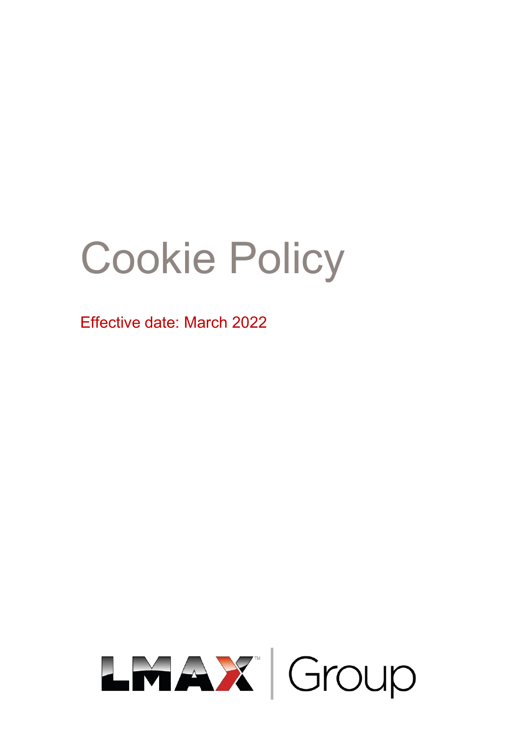# Cookie Policy

Effective date: March 2022

LMAX™ | Group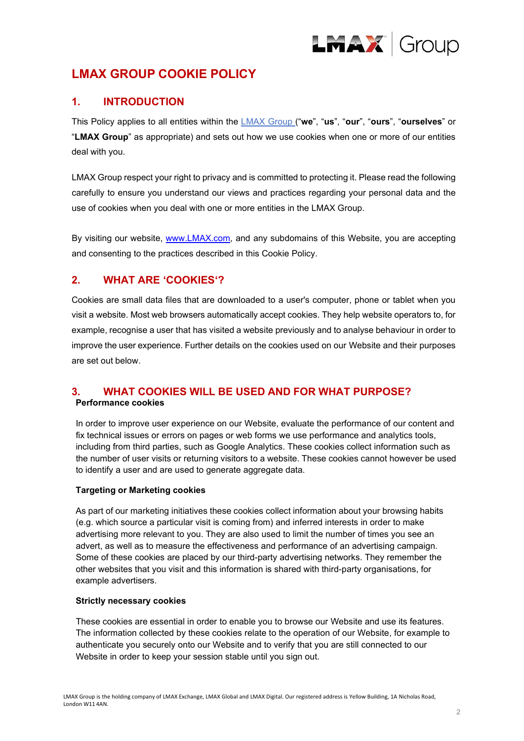# LMAX GROUP COOKIE POLICY

## 1. INTRODUCTION

This Policy applies to all entities within the [LMAX Group](LMAX Group) ("**we**", "**us**", "**our**", "**ours**", "**ourselves**" or "**LMAX Group**" as appropriate) and sets out how we use cookies when one or more of our entities deal with you.

LMAX Group respect your right to privacy and is committed to protecting it. Please read the following carefully to ensure you understand our views and practices regarding your personal data and the use of cookies when you deal with one or more entities in the LMAX Group.

By visiting our website, [www.LMAX.com](www.LMAX.com), and any subdomains of this Website, you are accepting and consenting to the practices described in this Cookie Policy.

## 2. WHAT ARE 'COOKIES'?

Cookies are small data files that are downloaded to a user's computer, phone or tablet when you visit a website. Most web browsers automatically accept cookies. They help website operators to, for example, recognise a user that has visited a website previously and to analyse behaviour in order to improve the user experience. Further details on the cookies used on our Website and their purposes are set out below.

## 3. WHAT COOKIES WILL BE USED AND FOR WHAT PURPOSE?

**Performance cookies**

In order to improve user experience on our Website, evaluate the performance of our content and fix technical issues or errors on pages or web forms we use performance and analytics tools, including from third parties, such as Google Analytics. These cookies collect information such as the number of user visits or returning visitors to a website. These cookies cannot however be used to identify a user and are used to generate aggregate data.

**Targeting or Marketing cookies**

As part of our marketing initiatives these cookies collect information about your browsing habits (e.g. which source a particular visit is coming from) and inferred interests in order to make advertising more relevant to you. They are also used to limit the number of times you see an advert, as well as to measure the effectiveness and performance of an advertising campaign. Some of these cookies are placed by our third-party advertising networks. They remember the other websites that you visit and this information is shared with third-party organisations, for example advertisers.

**Strictly necessary cookies**

These cookies are essential in order to enable you to browse our Website and use its features. The information collected by these cookies relate to the operation of our Website, for example to authenticate you securely onto our Website and to verify that you are still connected to our Website in order to keep your session stable until you sign out.

LMAX Group is the holding company of LMAX Exchange, LMAX Global and LMAX Digital. Our registered address is Yellow Building, 1A Nicholas Road, London W11 4AN.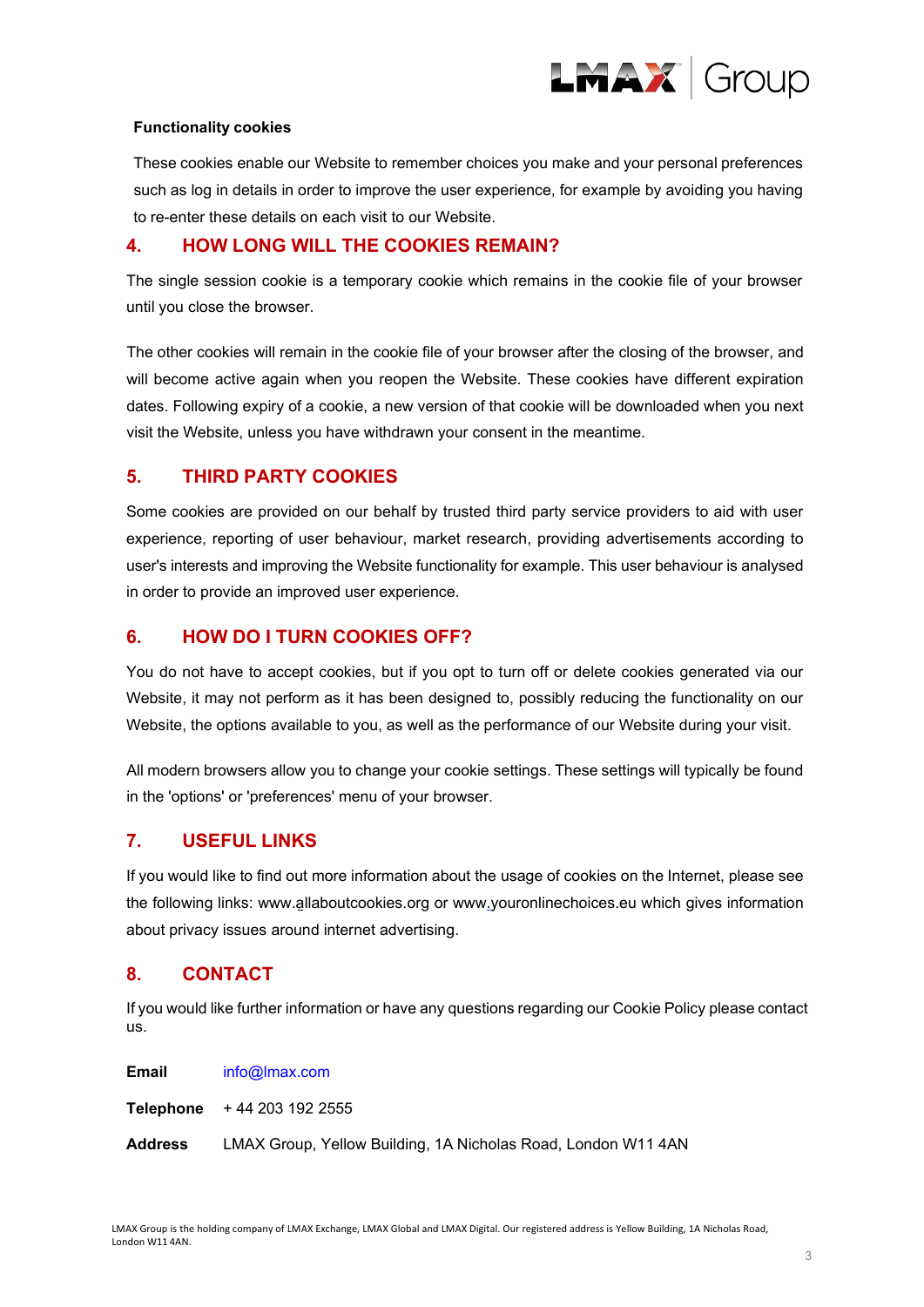**Functionality cookies**

These cookies enable our Website to remember choices you make and your personal preferences such as log in details in order to improve the user experience, for example by avoiding you having to re-enter these details on each visit to our Website.

## 4. HOW LONG WILL THE COOKIES REMAIN?

The single session cookie is a temporary cookie which remains in the cookie file of your browser until you close the browser.

The other cookies will remain in the cookie file of your browser after the closing of the browser, and will become active again when you reopen the Website. These cookies have different expiration dates. Following expiry of a cookie, a new version of that cookie will be downloaded when you next visit the Website, unless you have withdrawn your consent in the meantime.

## 5. THIRD PARTY COOKIES

Some cookies are provided on our behalf by trusted third party service providers to aid with user experience, reporting of user behaviour, market research, providing advertisements according to user's interests and improving the Website functionality for example. This user behaviour is analysed in order to provide an improved user experience.

## 6. HOW DO I TURN COOKIES OFF?

You do not have to accept cookies, but if you opt to turn off or delete cookies generated via our Website, it may not perform as it has been designed to, possibly reducing the functionality on our Website, the options available to you, as well as the performance of our Website during your visit.

All modern browsers allow you to change your cookie settings. These settings will typically be found in the 'options' or 'preferences' menu of your browser.

## 7. USEFUL LINKS

If you would like to find out more information about the usage of cookies on the Internet, please see the following links: www.allaboutcookies.org or www.youronlinechoices.eu which gives information about privacy issues around internet advertising.

## 8. CONTACT

If you would like further information or have any questions regarding our Cookie Policy please contact us.

**Email** info@lmax.com

**Telephone** + 44 203 192 2555

**Address** LMAX Group, Yellow Building, 1A Nicholas Road, London W11 4AN

LMAX Group is the holding company of LMAX Exchange, LMAX Global and LMAX Digital. Our registered address is Yellow Building, 1A Nicholas Road, London W11 4AN.